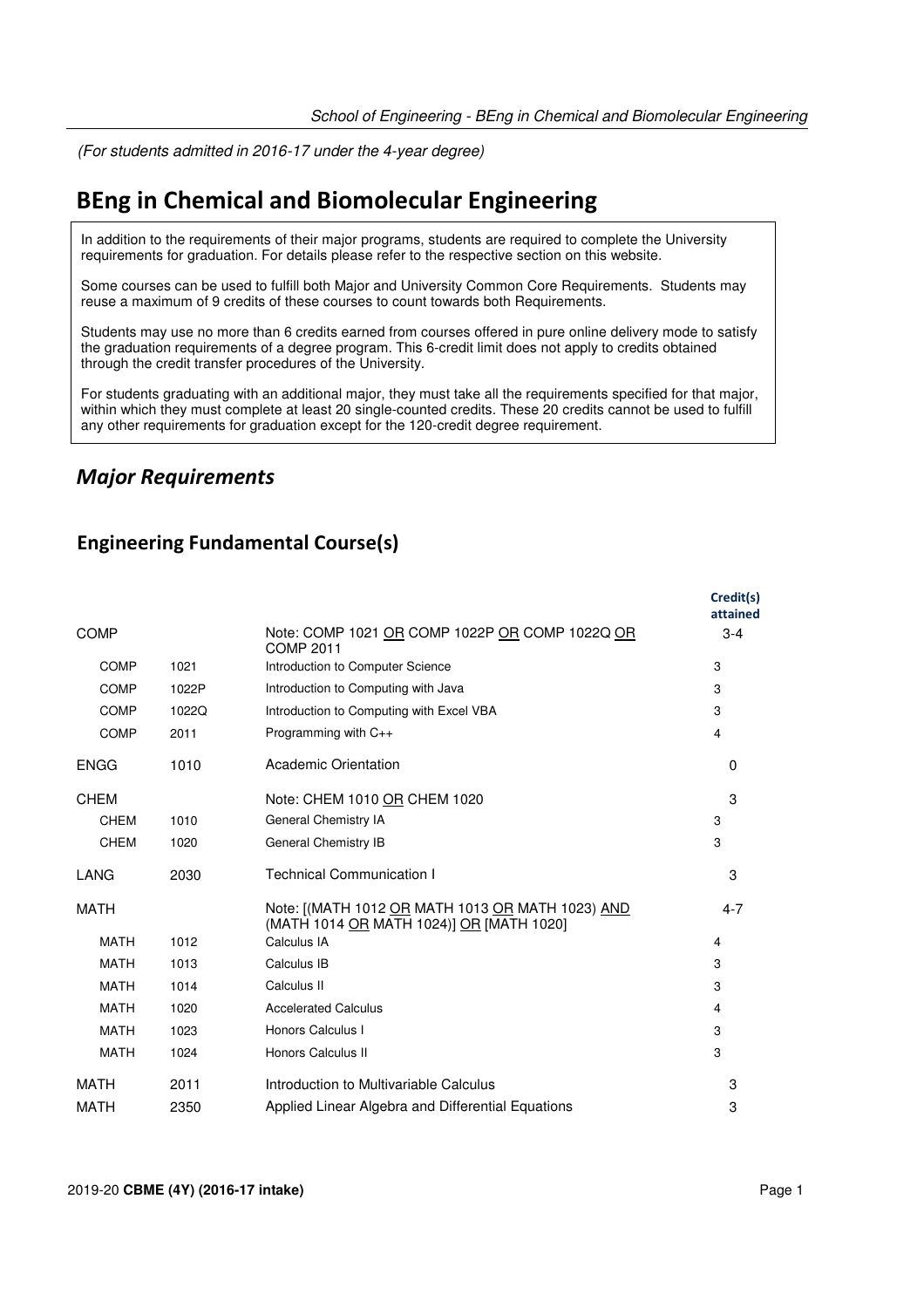*(For students admitted in 2016-17 under the 4-year degree)*

# BEng in Chemical and Biomolecular Engineering

In addition to the requirements of their major programs, students are required to complete the University requirements for graduation. For details please refer to the respective section on this website.

Some courses can be used to fulfill both Major and University Common Core Requirements. Students may reuse a maximum of 9 credits of these courses to count towards both Requirements.

Students may use no more than 6 credits earned from courses offered in pure online delivery mode to satisfy the graduation requirements of a degree program. This 6-credit limit does not apply to credits obtained through the credit transfer procedures of the University.

For students graduating with an additional major, they must take all the requirements specified for that major, within which they must complete at least 20 single-counted credits. These 20 credits cannot be used to fulfill any other requirements for graduation except for the 120-credit degree requirement.

## *Major Requirements*

### Engineering Fundamental Course(s)

| | | | Credit(s) attained |
|---|---|---|---|
| COMP | | Note: COMP 1021 OR COMP 1022P OR COMP 1022Q OR COMP 2011 | 3-4 |
| COMP | 1021 | Introduction to Computer Science | 3 |
| COMP | 1022P | Introduction to Computing with Java | 3 |
| COMP | 1022Q | Introduction to Computing with Excel VBA | 3 |
| COMP | 2011 | Programming with C++ | 4 |
| ENGG | 1010 | Academic Orientation | 0 |
| CHEM | | Note: CHEM 1010 OR CHEM 1020 | 3 |
| CHEM | 1010 | General Chemistry IA | 3 |
| CHEM | 1020 | General Chemistry IB | 3 |
| LANG | 2030 | Technical Communication I | 3 |
| MATH | | Note: [(MATH 1012 OR MATH 1013 OR MATH 1023) AND (MATH 1014 OR MATH 1024)] OR [MATH 1020] | 4-7 |
| MATH | 1012 | Calculus IA | 4 |
| MATH | 1013 | Calculus IB | 3 |
| MATH | 1014 | Calculus II | 3 |
| MATH | 1020 | Accelerated Calculus | 4 |
| MATH | 1023 | Honors Calculus I | 3 |
| MATH | 1024 | Honors Calculus II | 3 |
| MATH | 2011 | Introduction to Multivariable Calculus | 3 |
| MATH | 2350 | Applied Linear Algebra and Differential Equations | 3 |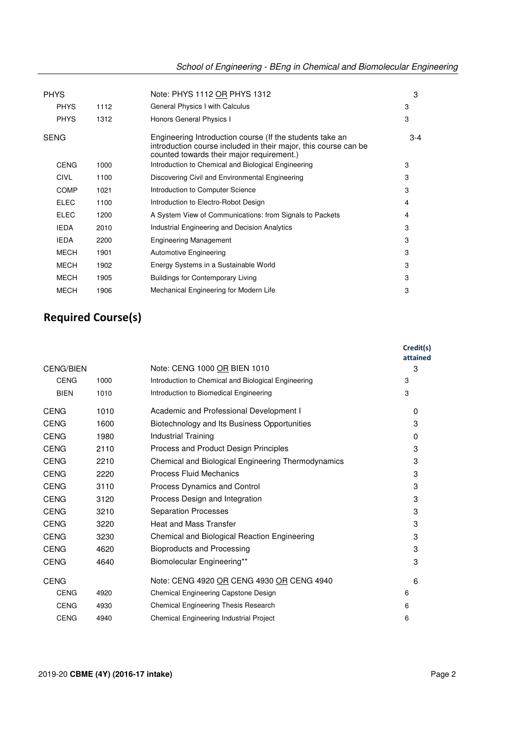| | | | |
|---|---|---|---|
| PHYS | | Note: PHYS 1112 OR PHYS 1312 | 3 |
| PHYS | 1112 | General Physics I with Calculus | 3 |
| PHYS | 1312 | Honors General Physics I | 3 |
| SENG | | Engineering Introduction course (If the students take an introduction course included in their major, this course can be counted towards their major requirement.) | 3-4 |
| CENG | 1000 | Introduction to Chemical and Biological Engineering | 3 |
| CIVL | 1100 | Discovering Civil and Environmental Engineering | 3 |
| COMP | 1021 | Introduction to Computer Science | 3 |
| ELEC | 1100 | Introduction to Electro-Robot Design | 4 |
| ELEC | 1200 | A System View of Communications: from Signals to Packets | 4 |
| IEDA | 2010 | Industrial Engineering and Decision Analytics | 3 |
| IEDA | 2200 | Engineering Management | 3 |
| MECH | 1901 | Automotive Engineering | 3 |
| MECH | 1902 | Energy Systems in a Sustainable World | 3 |
| MECH | 1905 | Buildings for Contemporary Living | 3 |
| MECH | 1906 | Mechanical Engineering for Modern Life | 3 |

## Required Course(s)

| | | | Credit(s) attained |
|---|---|---|---|
| CENG/BIEN | | Note: CENG 1000 OR BIEN 1010 | 3 |
| CENG | 1000 | Introduction to Chemical and Biological Engineering | 3 |
| BIEN | 1010 | Introduction to Biomedical Engineering | 3 |
| CENG | 1010 | Academic and Professional Development I | 0 |
| CENG | 1600 | Biotechnology and Its Business Opportunities | 3 |
| CENG | 1980 | Industrial Training | 0 |
| CENG | 2110 | Process and Product Design Principles | 3 |
| CENG | 2210 | Chemical and Biological Engineering Thermodynamics | 3 |
| CENG | 2220 | Process Fluid Mechanics | 3 |
| CENG | 3110 | Process Dynamics and Control | 3 |
| CENG | 3120 | Process Design and Integration | 3 |
| CENG | 3210 | Separation Processes | 3 |
| CENG | 3220 | Heat and Mass Transfer | 3 |
| CENG | 3230 | Chemical and Biological Reaction Engineering | 3 |
| CENG | 4620 | Bioproducts and Processing | 3 |
| CENG | 4640 | Biomolecular Engineering** | 3 |
| CENG | | Note: CENG 4920 OR CENG 4930 OR CENG 4940 | 6 |
| CENG | 4920 | Chemical Engineering Capstone Design | 6 |
| CENG | 4930 | Chemical Engineering Thesis Research | 6 |
| CENG | 4940 | Chemical Engineering Industrial Project | 6 |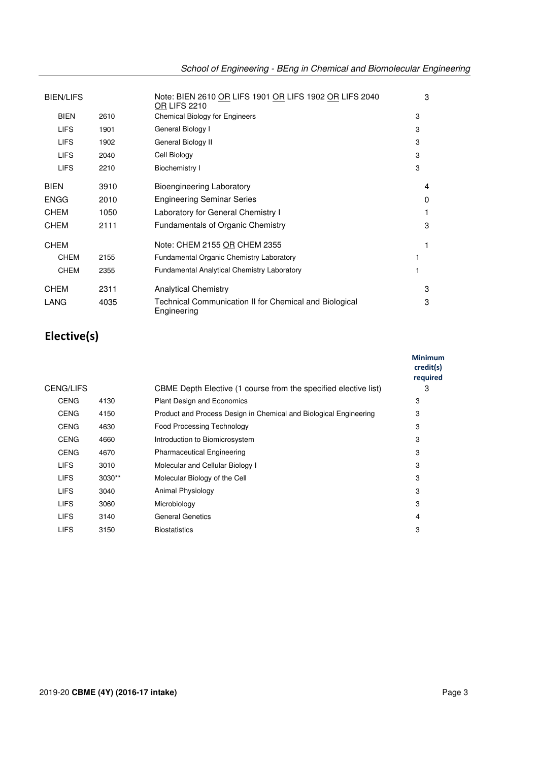| | | | |
|---|---|---|---|
| BIEN/LIFS | | Note: BIEN 2610 OR LIFS 1901 OR LIFS 1902 OR LIFS 2040 OR LIFS 2210 | 3 |
| BIEN | 2610 | Chemical Biology for Engineers | 3 |
| LIFS | 1901 | General Biology I | 3 |
| LIFS | 1902 | General Biology II | 3 |
| LIFS | 2040 | Cell Biology | 3 |
| LIFS | 2210 | Biochemistry I | 3 |
| BIEN | 3910 | Bioengineering Laboratory | 4 |
| ENGG | 2010 | Engineering Seminar Series | 0 |
| CHEM | 1050 | Laboratory for General Chemistry I | 1 |
| CHEM | 2111 | Fundamentals of Organic Chemistry | 3 |
| CHEM | | Note: CHEM 2155 OR CHEM 2355 | 1 |
| CHEM | 2155 | Fundamental Organic Chemistry Laboratory | 1 |
| CHEM | 2355 | Fundamental Analytical Chemistry Laboratory | 1 |
| CHEM | 2311 | Analytical Chemistry | 3 |
| LANG | 4035 | Technical Communication II for Chemical and Biological Engineering | 3 |

## Elective(s)

| | | | Minimum credit(s) required |
|---|---|---|---|
| CENG/LIFS | | CBME Depth Elective (1 course from the specified elective list) | 3 |
| CENG | 4130 | Plant Design and Economics | 3 |
| CENG | 4150 | Product and Process Design in Chemical and Biological Engineering | 3 |
| CENG | 4630 | Food Processing Technology | 3 |
| CENG | 4660 | Introduction to Biomicrosystem | 3 |
| CENG | 4670 | Pharmaceutical Engineering | 3 |
| LIFS | 3010 | Molecular and Cellular Biology I | 3 |
| LIFS | 3030** | Molecular Biology of the Cell | 3 |
| LIFS | 3040 | Animal Physiology | 3 |
| LIFS | 3060 | Microbiology | 3 |
| LIFS | 3140 | General Genetics | 4 |
| LIFS | 3150 | Biostatistics | 3 |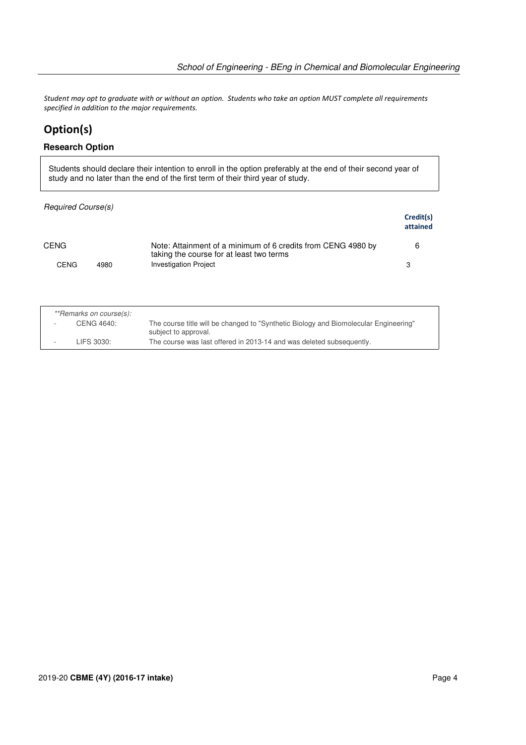*Student may opt to graduate with or without an option. Students who take an option MUST complete all requirements specified in addition to the major requirements.*

# Option(s)

## Research Option

Students should declare their intention to enroll in the option preferably at the end of their second year of study and no later than the end of the first term of their third year of study.

*Required Course(s)*

| | | | Credit(s) attained |
|---|---|---|---|
| CENG | | Note: Attainment of a minimum of 6 credits from CENG 4980 by taking the course for at least two terms | 6 |
| CENG | 4980 | Investigation Project | 3 |

| | |
|---|---|
| *\*\*Remarks on course(s):* | |
| - CENG 4640: | The course title will be changed to "Synthetic Biology and Biomolecular Engineering" subject to approval. |
| - LIFS 3030: | The course was last offered in 2013-14 and was deleted subsequently. |